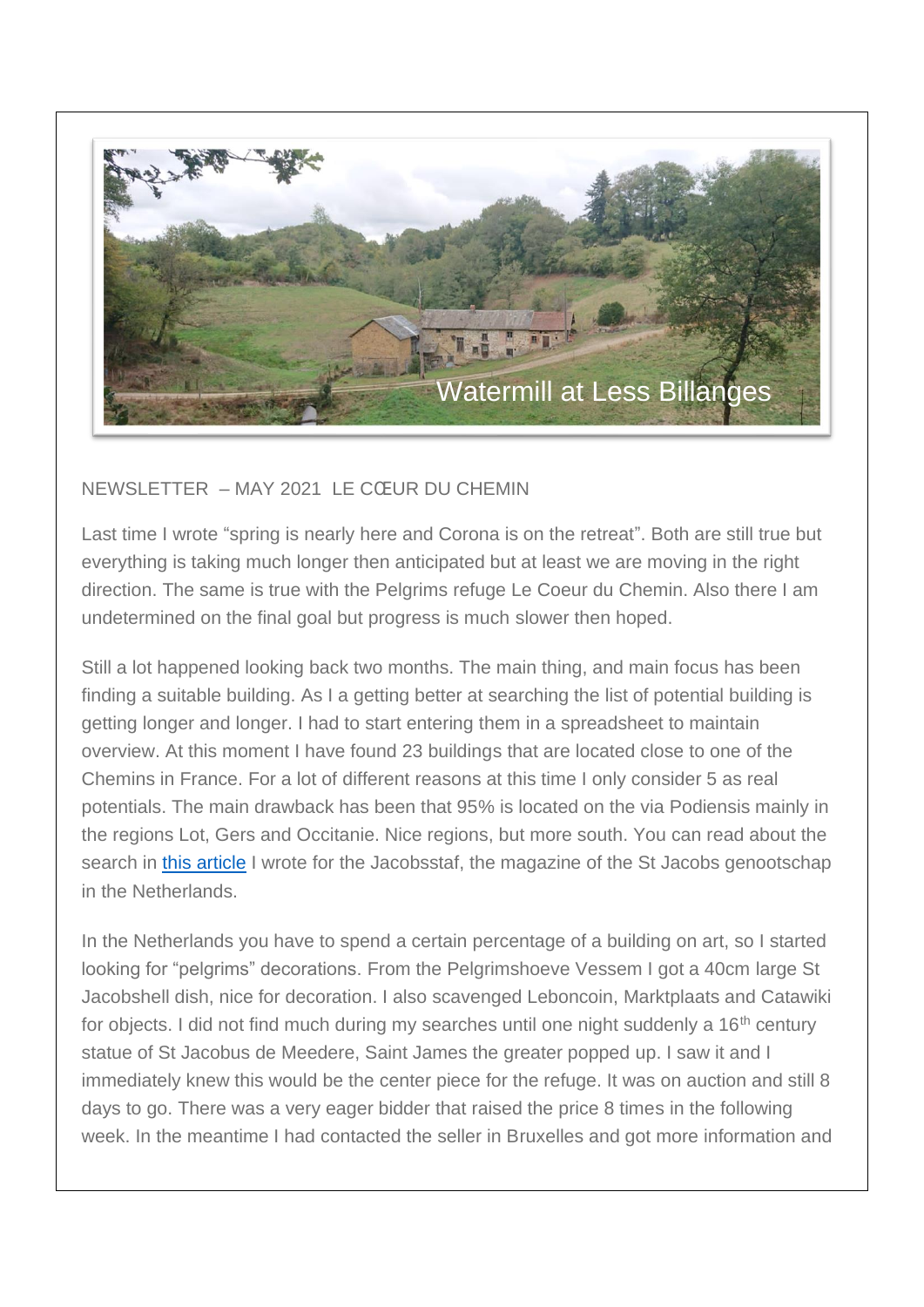Watermill at Less Billanges

NEWSLETTER – MAY 2021 LE CŒUR DU CHEMIN

Last time I wrote "spring is nearly here and Corona is on the retreat". Both are still true but everything is taking much longer then anticipated but at least we are moving in the right direction. The same is true with the Pelgrims refuge Le Coeur du Chemin. Also there I am undetermined on the final goal but progress is much slower then hoped.

Still a lot happened looking back two months. The main thing, and main focus has been finding a suitable building. As I a getting better at searching the list of potential building is getting longer and longer. I had to start entering them in a spreadsheet to maintain overview. At this moment I have found 23 buildings that are located close to one of the Chemins in France. For a lot of different reasons at this time I only consider 5 as real potentials. The main drawback has been that 95% is located on the via Podiensis mainly in the regions Lot, Gers and Occitanie. Nice regions, but more south. You can read about the search in this article I wrote for the Jacobsstaf, the magazine of the St Jacobs genootschap in the Netherlands.

In the Netherlands you have to spend a certain percentage of a building on art, so I started looking for "pelgrims" decorations. From the Pelgrimshoeve Vessem I got a 40cm large St Jacobshell dish, nice for decoration. I also scavenged Leboncoin, Marktplaats and Catawiki for objects. I did not find much during my searches until one night suddenly a 16th century statue of St Jacobus de Meedere, Saint James the greater popped up. I saw it and I immediately knew this would be the center piece for the refuge. It was on auction and still 8 days to go. There was a very eager bidder that raised the price 8 times in the following week. In the meantime I had contacted the seller in Bruxelles and got more information and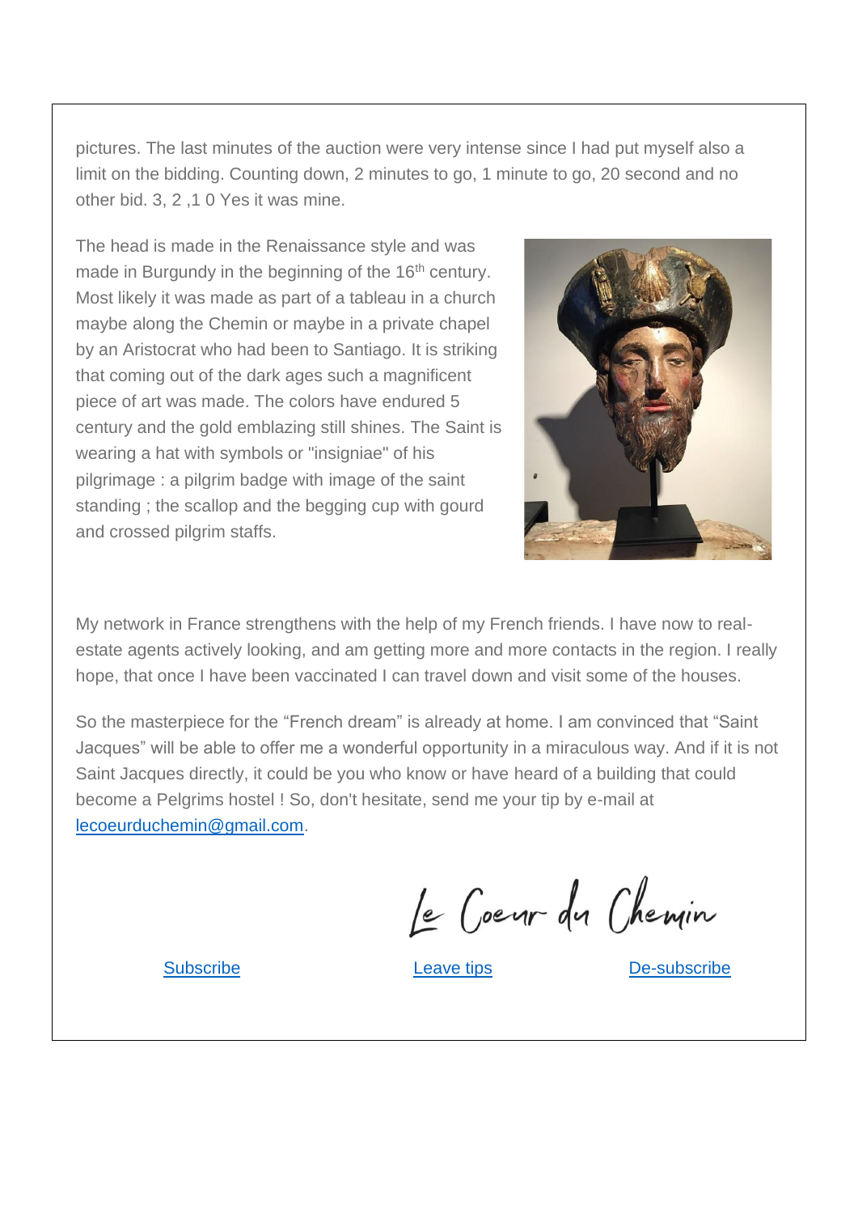pictures. The last minutes of the auction were very intense since I had put myself also a limit on the bidding. Counting down, 2 minutes to go, 1 minute to go, 20 second and no other bid. 3, 2 ,1 0 Yes it was mine.

The head is made in the Renaissance style and was made in Burgundy in the beginning of the 16th century. Most likely it was made as part of a tableau in a church maybe along the Chemin or maybe in a private chapel by an Aristocrat who had been to Santiago. It is striking that coming out of the dark ages such a magnificent piece of art was made. The colors have endured 5 century and the gold emblazing still shines. The Saint is wearing a hat with symbols or "insigniae" of his pilgrimage : a pilgrim badge with image of the saint standing ; the scallop and the begging cup with gourd and crossed pilgrim staffs.

My network in France strengthens with the help of my French friends. I have now to real-estate agents actively looking, and am getting more and more contacts in the region. I really hope, that once I have been vaccinated I can travel down and visit some of the houses.

So the masterpiece for the “French dream” is already at home. I am convinced that “Saint Jacques” will be able to offer me a wonderful opportunity in a miraculous way. And if it is not Saint Jacques directly, it could be you who know or have heard of a building that could become a Pelgrims hostel ! So, don't hesitate, send me your tip by e-mail at lecoeurduchemin@gmail.com.

Le Coeur du Chemin

Subscribe | Leave tips | De-subscribe